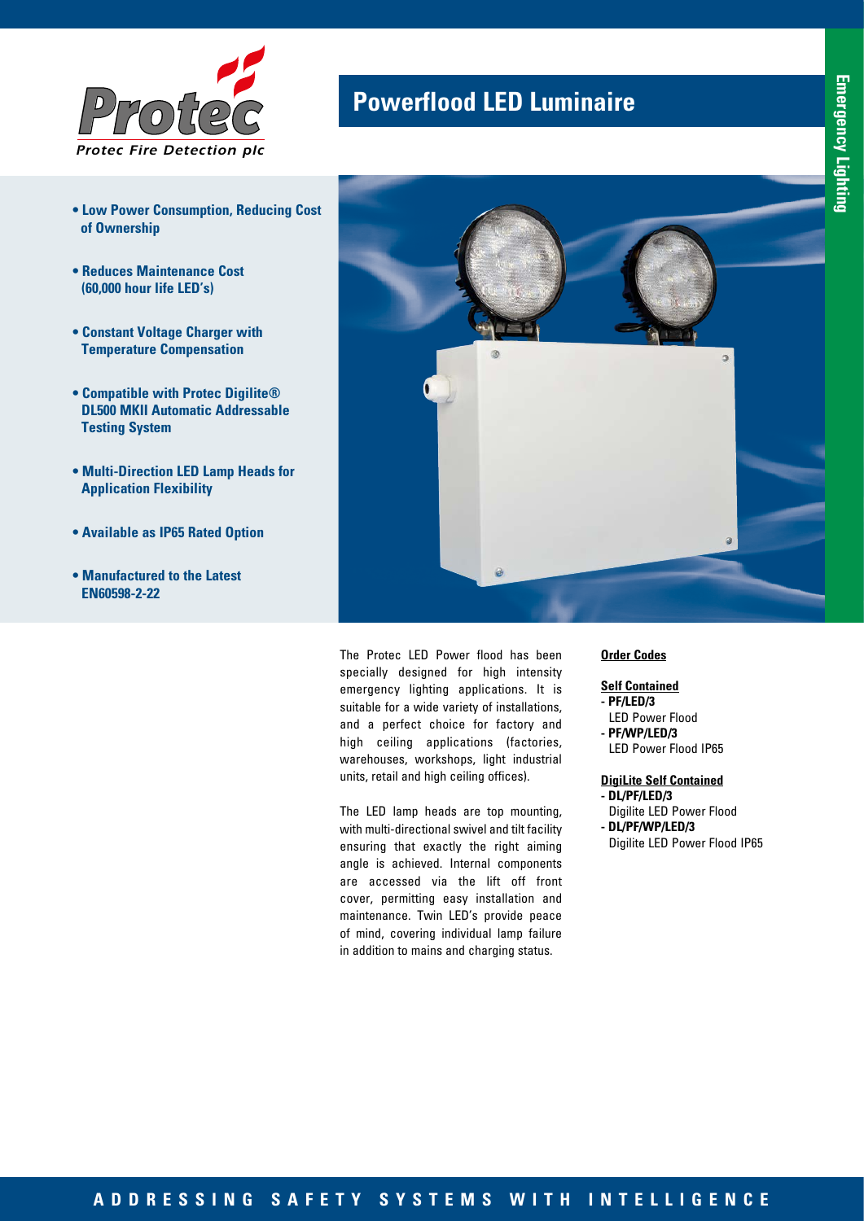Protec

Protec Fire Detection plc

# Powerflood LED Luminaire

Emergency Lighting

- **Low Power Consumption, Reducing Cost of Ownership**
- **Reduces Maintenance Cost (60,000 hour life LED's)**
- **Constant Voltage Charger with Temperature Compensation**
- **Compatible with Protec Digilite® DL500 MKII Automatic Addressable Testing System**
- **Multi-Direction LED Lamp Heads for Application Flexibility**
- **Available as IP65 Rated Option**
- **Manufactured to the Latest EN60598-2-22**

The Protec LED Power flood has been specially designed for high intensity emergency lighting applications. It is suitable for a wide variety of installations, and a perfect choice for factory and high ceiling applications (factories, warehouses, workshops, light industrial units, retail and high ceiling offices).

The LED lamp heads are top mounting, with multi-directional swivel and tilt facility ensuring that exactly the right aiming angle is achieved. Internal components are accessed via the lift off front cover, permitting easy installation and maintenance. Twin LED's provide peace of mind, covering individual lamp failure in addition to mains and charging status.

**Order Codes**

**Self Contained**

- **PF/LED/3**
  LED Power Flood
- **PF/WP/LED/3**
  LED Power Flood IP65

**DigiLite Self Contained**

- **DL/PF/LED/3**
  Digilite LED Power Flood
- **DL/PF/WP/LED/3**
  Digilite LED Power Flood IP65

ADDRESSING SAFETY SYSTEMS WITH INTELLIGENCE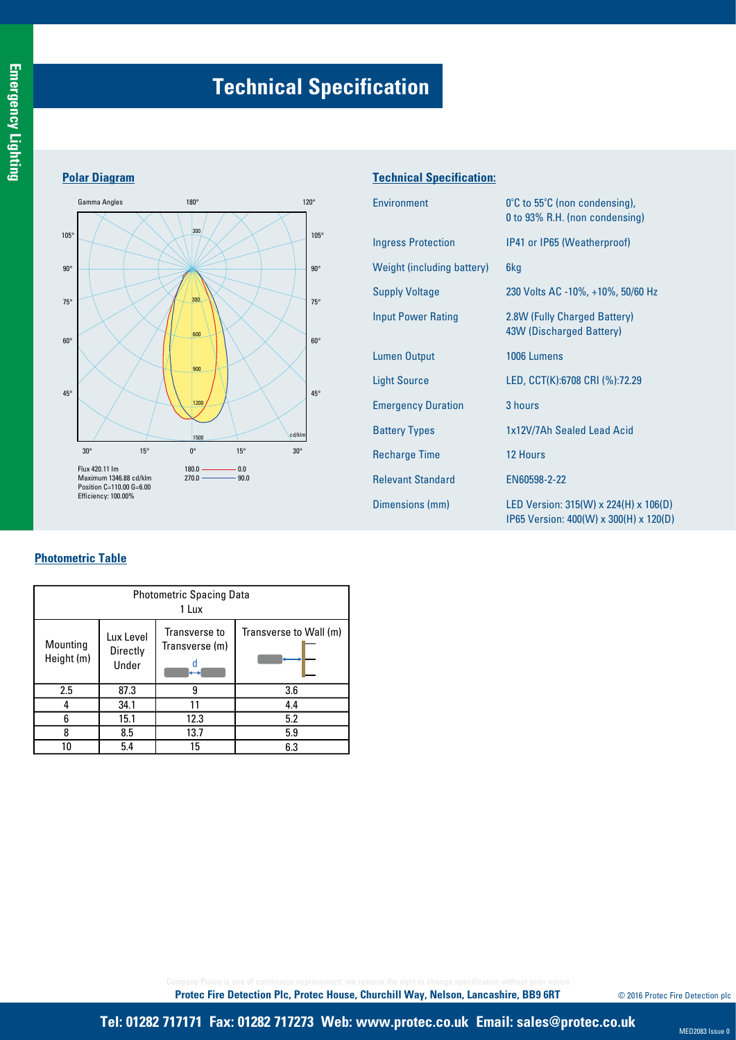# Technical Specification

## Polar Diagram

Gamma Angles
180°
120°
105°
105°
90°
90°
75°
75°
60°
60°
45°
45°
300
300
600
900
1200
1500
cd/klm
30°
15°
0°
15°
30°

Flux 420.11 lm
Maximum 1346.88 cd/klm
Position C=110.00 G=6.00
Efficiency: 100.00%

180.0 ——— 0.0
270.0 ——— 90.0

## Technical Specification:

| | |
|---|---|
| Environment | 0°C to 55°C (non condensing), 0 to 93% R.H. (non condensing) |
| Ingress Protection | IP41 or IP65 (Weatherproof) |
| Weight (including battery) | 6kg |
| Supply Voltage | 230 Volts AC -10%, +10%, 50/60 Hz |
| Input Power Rating | 2.8W (Fully Charged Battery)<br>43W (Discharged Battery) |
| Lumen Output | 1006 Lumens |
| Light Source | LED, CCT(K):6708 CRI (%):72.29 |
| Emergency Duration | 3 hours |
| Battery Types | 1x12V/7Ah Sealed Lead Acid |
| Recharge Time | 12 Hours |
| Relevant Standard | EN60598-2-22 |
| Dimensions (mm) | LED Version: 315(W) x 224(H) x 106(D)<br>IP65 Version: 400(W) x 300(H) x 120(D) |

## Photometric Table

| Photometric Spacing Data 1 Lux | | | |
|---|---|---|---|
| Mounting Height (m) | Lux Level Directly Under | Transverse to Transverse (m) | Transverse to Wall (m) |
| 2.5 | 87.3 | 9 | 3.6 |
| 4 | 34.1 | 11 | 4.4 |
| 6 | 15.1 | 12.3 | 5.2 |
| 8 | 8.5 | 13.7 | 5.9 |
| 10 | 5.4 | 15 | 6.3 |

Company Policy is one of continuous improvement, we reserve the right to change specification without prior notice

**Protec Fire Detection Plc, Protec House, Churchill Way, Nelson, Lancashire, BB9 6RT**

© 2016 Protec Fire Detection plc

**Tel: 01282 717171 Fax: 01282 717273 Web: www.protec.co.uk Email: sales@protec.co.uk**

MED2083 Issue 0